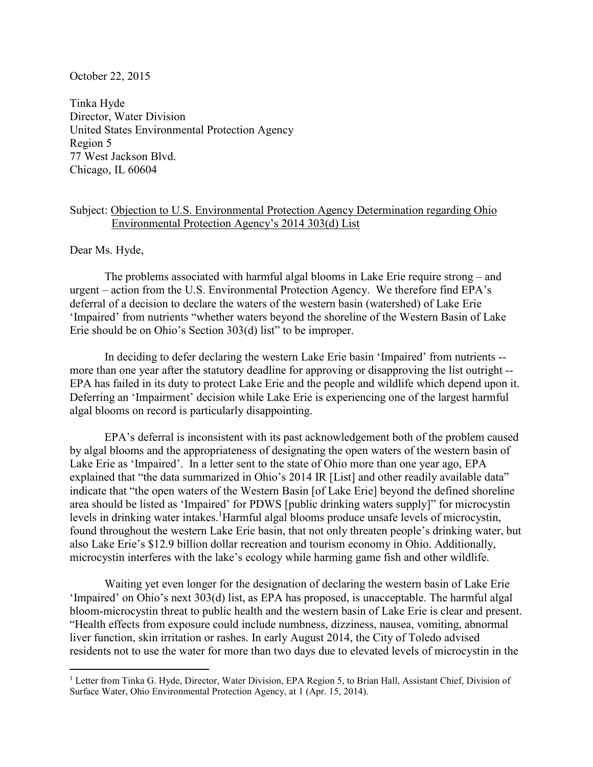October 22, 2015

Tinka Hyde
Director, Water Division
United States Environmental Protection Agency
Region 5
77 West Jackson Blvd.
Chicago, IL 60604

Subject: <u>Objection to U.S. Environmental Protection Agency Determination regarding Ohio Environmental Protection Agency's 2014 303(d) List</u>

Dear Ms. Hyde,

The problems associated with harmful algal blooms in Lake Erie require strong – and urgent – action from the U.S. Environmental Protection Agency. We therefore find EPA's deferral of a decision to declare the waters of the western basin (watershed) of Lake Erie 'Impaired' from nutrients "whether waters beyond the shoreline of the Western Basin of Lake Erie should be on Ohio's Section 303(d) list" to be improper.

In deciding to defer declaring the western Lake Erie basin 'Impaired' from nutrients -- more than one year after the statutory deadline for approving or disapproving the list outright -- EPA has failed in its duty to protect Lake Erie and the people and wildlife which depend upon it. Deferring an 'Impairment' decision while Lake Erie is experiencing one of the largest harmful algal blooms on record is particularly disappointing.

EPA's deferral is inconsistent with its past acknowledgement both of the problem caused by algal blooms and the appropriateness of designating the open waters of the western basin of Lake Erie as 'Impaired'. In a letter sent to the state of Ohio more than one year ago, EPA explained that "the data summarized in Ohio's 2014 IR [List] and other readily available data" indicate that "the open waters of the Western Basin [of Lake Erie] beyond the defined shoreline area should be listed as 'Impaired' for PDWS [public drinking waters supply]" for microcystin levels in drinking water intakes.[1] Harmful algal blooms produce unsafe levels of microcystin, found throughout the western Lake Erie basin, that not only threaten people's drinking water, but also Lake Erie's $12.9 billion dollar recreation and tourism economy in Ohio. Additionally, microcystin interferes with the lake's ecology while harming game fish and other wildlife.

Waiting yet even longer for the designation of declaring the western basin of Lake Erie 'Impaired' on Ohio's next 303(d) list, as EPA has proposed, is unacceptable. The harmful algal bloom-microcystin threat to public health and the western basin of Lake Erie is clear and present. "Health effects from exposure could include numbness, dizziness, nausea, vomiting, abnormal liver function, skin irritation or rashes. In early August 2014, the City of Toledo advised residents not to use the water for more than two days due to elevated levels of microcystin in the

[1] Letter from Tinka G. Hyde, Director, Water Division, EPA Region 5, to Brian Hall, Assistant Chief, Division of Surface Water, Ohio Environmental Protection Agency, at 1 (Apr. 15, 2014).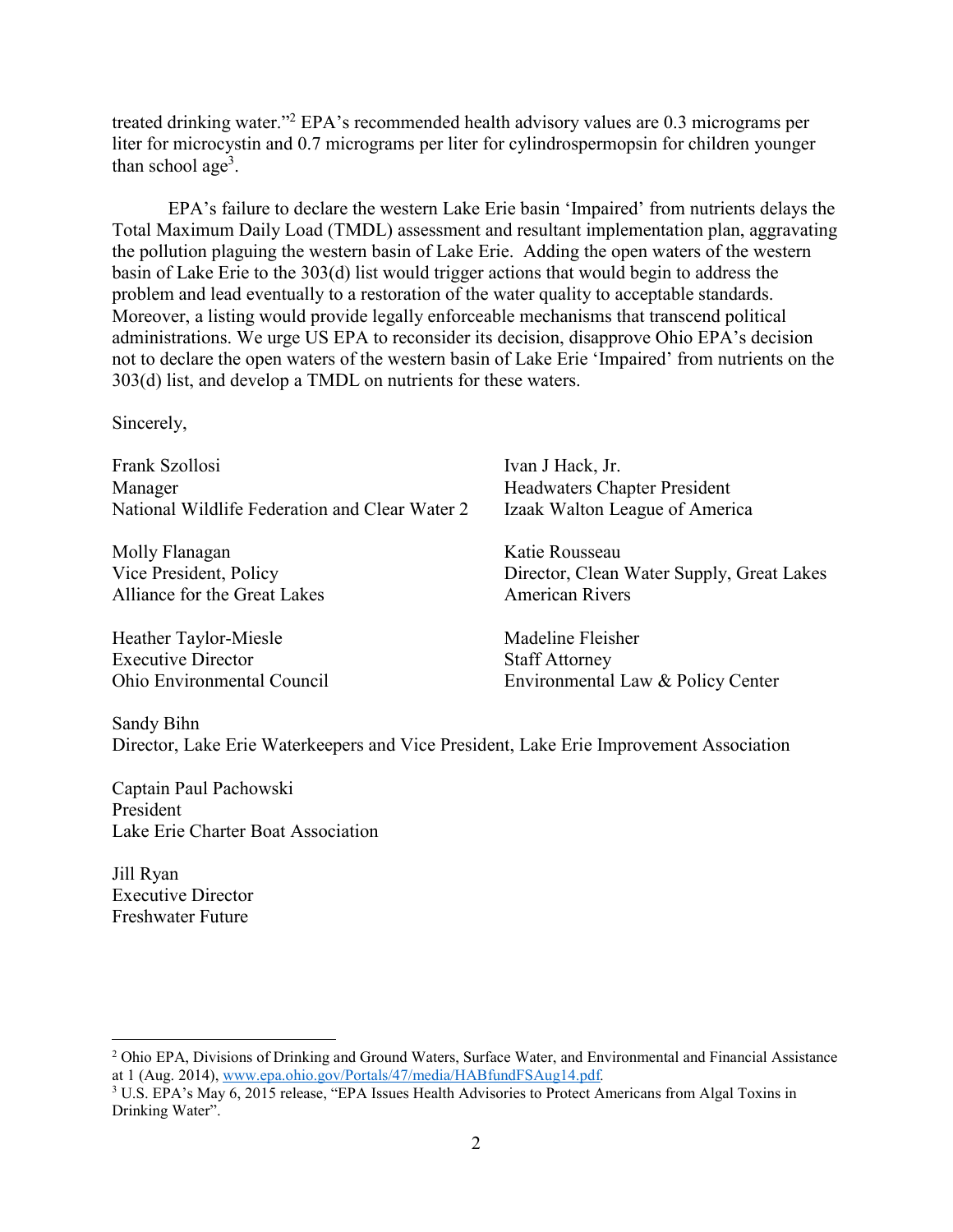treated drinking water."[2] EPA's recommended health advisory values are 0.3 micrograms per liter for microcystin and 0.7 micrograms per liter for cylindrospermopsin for children younger than school age[3].

EPA's failure to declare the western Lake Erie basin 'Impaired' from nutrients delays the Total Maximum Daily Load (TMDL) assessment and resultant implementation plan, aggravating the pollution plaguing the western basin of Lake Erie. Adding the open waters of the western basin of Lake Erie to the 303(d) list would trigger actions that would begin to address the problem and lead eventually to a restoration of the water quality to acceptable standards. Moreover, a listing would provide legally enforceable mechanisms that transcend political administrations. We urge US EPA to reconsider its decision, disapprove Ohio EPA's decision not to declare the open waters of the western basin of Lake Erie 'Impaired' from nutrients on the 303(d) list, and develop a TMDL on nutrients for these waters.

Sincerely,

Frank Szollosi
Manager
National Wildlife Federation and Clear Water 2

Ivan J Hack, Jr.
Headwaters Chapter President
Izaak Walton League of America

Molly Flanagan
Vice President, Policy
Alliance for the Great Lakes

Katie Rousseau
Director, Clean Water Supply, Great Lakes
American Rivers

Heather Taylor-Miesle
Executive Director
Ohio Environmental Council

Madeline Fleisher
Staff Attorney
Environmental Law & Policy Center

Sandy Bihn
Director, Lake Erie Waterkeepers and Vice President, Lake Erie Improvement Association

Captain Paul Pachowski
President
Lake Erie Charter Boat Association

Jill Ryan
Executive Director
Freshwater Future

---

[2] Ohio EPA, Divisions of Drinking and Ground Waters, Surface Water, and Environmental and Financial Assistance at 1 (Aug. 2014), www.epa.ohio.gov/Portals/47/media/HABfundFSAug14.pdf.

[3] U.S. EPA's May 6, 2015 release, "EPA Issues Health Advisories to Protect Americans from Algal Toxins in Drinking Water".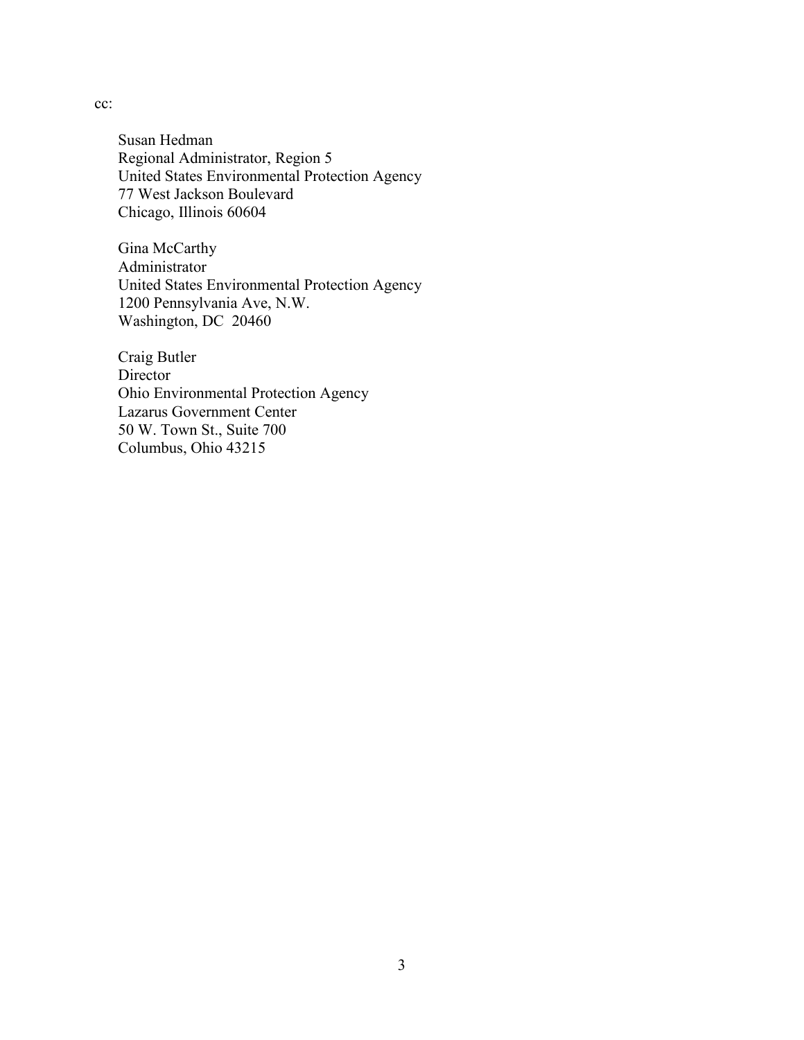cc:

Susan Hedman
Regional Administrator, Region 5
United States Environmental Protection Agency
77 West Jackson Boulevard
Chicago, Illinois 60604

Gina McCarthy
Administrator
United States Environmental Protection Agency
1200 Pennsylvania Ave, N.W.
Washington, DC 20460

Craig Butler
Director
Ohio Environmental Protection Agency
Lazarus Government Center
50 W. Town St., Suite 700
Columbus, Ohio 43215